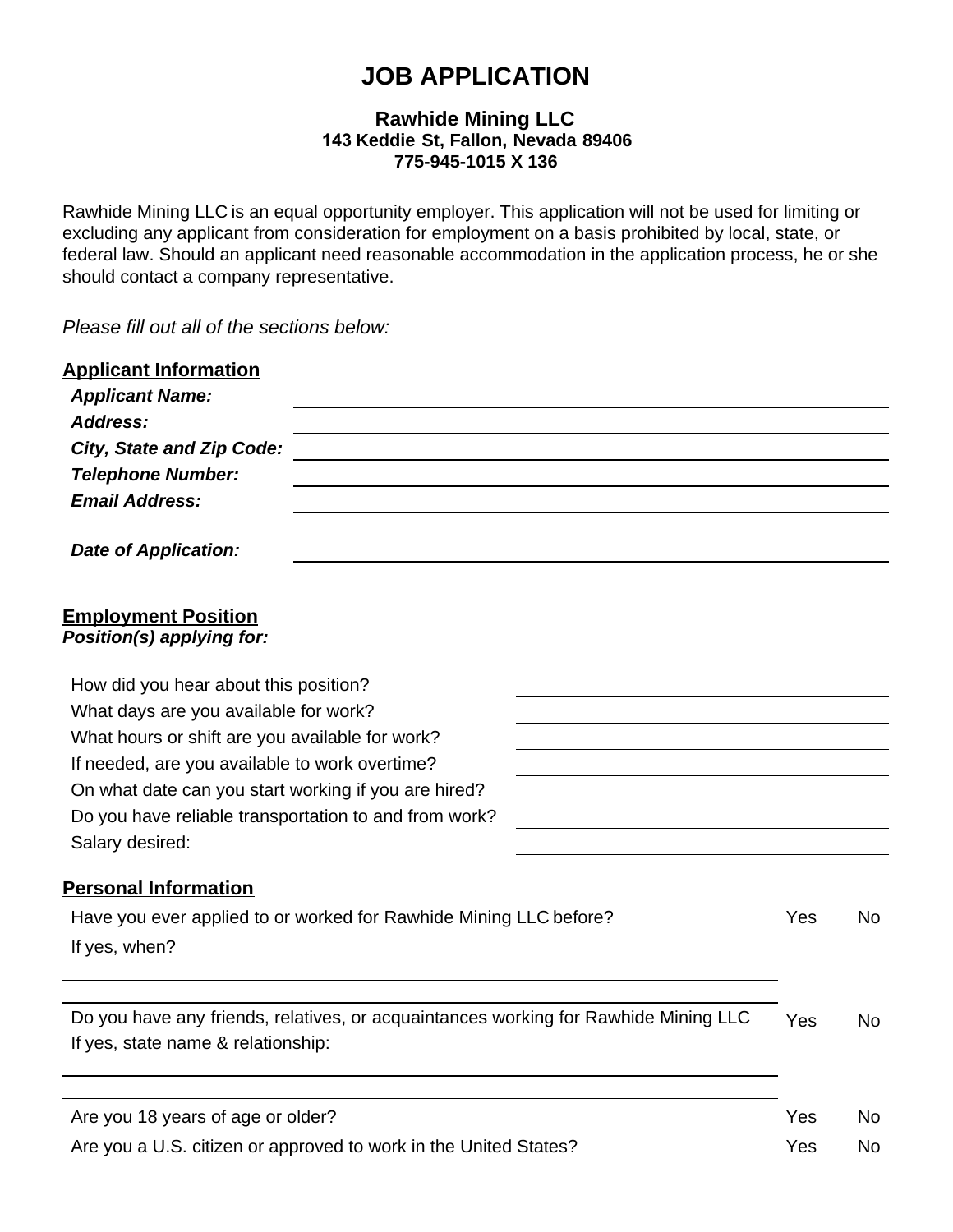# JOB APPLICATION

**Rawhide Mining LLC**
**143 Keddie St, Fallon, Nevada 89406**
**775-945-1015 X 136**

Rawhide Mining LLC is an equal opportunity employer. This application will not be used for limiting or excluding any applicant from consideration for employment on a basis prohibited by local, state, or federal law. Should an applicant need reasonable accommodation in the application process, he or she should contact a company representative.

*Please fill out all of the sections below:*

## Applicant Information

***Applicant Name:*** ______________________________

***Address:*** ______________________________

***City, State and Zip Code:*** ______________________________

***Telephone Number:*** ______________________________

***Email Address:*** ______________________________

***Date of Application:*** ______________________________

## Employment Position

***Position(s) applying for:***

How did you hear about this position? ______________________________

What days are you available for work? ______________________________

What hours or shift are you available for work? ______________________________

If needed, are you available to work overtime? ______________________________

On what date can you start working if you are hired? ______________________________

Do you have reliable transportation to and from work? ______________________________

Salary desired: ______________________________

## Personal Information

Have you ever applied to or worked for Rawhide Mining LLC before? Yes No

If yes, when?

______________________________

______________________________

Do you have any friends, relatives, or acquaintances working for Rawhide Mining LLC Yes No

If yes, state name & relationship:

______________________________

______________________________

Are you 18 years of age or older? Yes No

Are you a U.S. citizen or approved to work in the United States? Yes No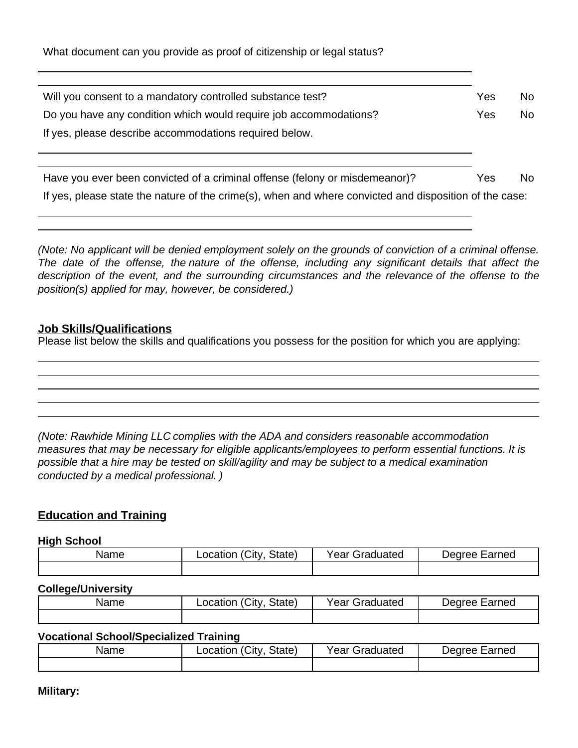What document can you provide as proof of citizenship or legal status?

______________________________________________________________________

______________________________________________________________________

Will you consent to a mandatory controlled substance test? Yes No

Do you have any condition which would require job accommodations? Yes No

If yes, please describe accommodations required below.

______________________________________________________________________

______________________________________________________________________

Have you ever been convicted of a criminal offense (felony or misdemeanor)? Yes No

If yes, please state the nature of the crime(s), when and where convicted and disposition of the case:

______________________________________________________________________

______________________________________________________________________

*(Note: No applicant will be denied employment solely on the grounds of conviction of a criminal offense. The date of the offense, the nature of the offense, including any significant details that affect the description of the event, and the surrounding circumstances and the relevance of the offense to the position(s) applied for may, however, be considered.)*

**Job Skills/Qualifications**

Please list below the skills and qualifications you possess for the position for which you are applying:

______________________________________________________________________

______________________________________________________________________

______________________________________________________________________

______________________________________________________________________

______________________________________________________________________

*(Note: Rawhide Mining LLC complies with the ADA and considers reasonable accommodation measures that may be necessary for eligible applicants/employees to perform essential functions. It is possible that a hire may be tested on skill/agility and may be subject to a medical examination conducted by a medical professional. )*

**Education and Training**

**High School**

| Name | Location (City, State) | Year Graduated | Degree Earned |
|---|---|---|---|
| | | | |

**College/University**

| Name | Location (City, State) | Year Graduated | Degree Earned |
|---|---|---|---|
| | | | |

**Vocational School/Specialized Training**

| Name | Location (City, State) | Year Graduated | Degree Earned |
|---|---|---|---|
| | | | |

**Military:**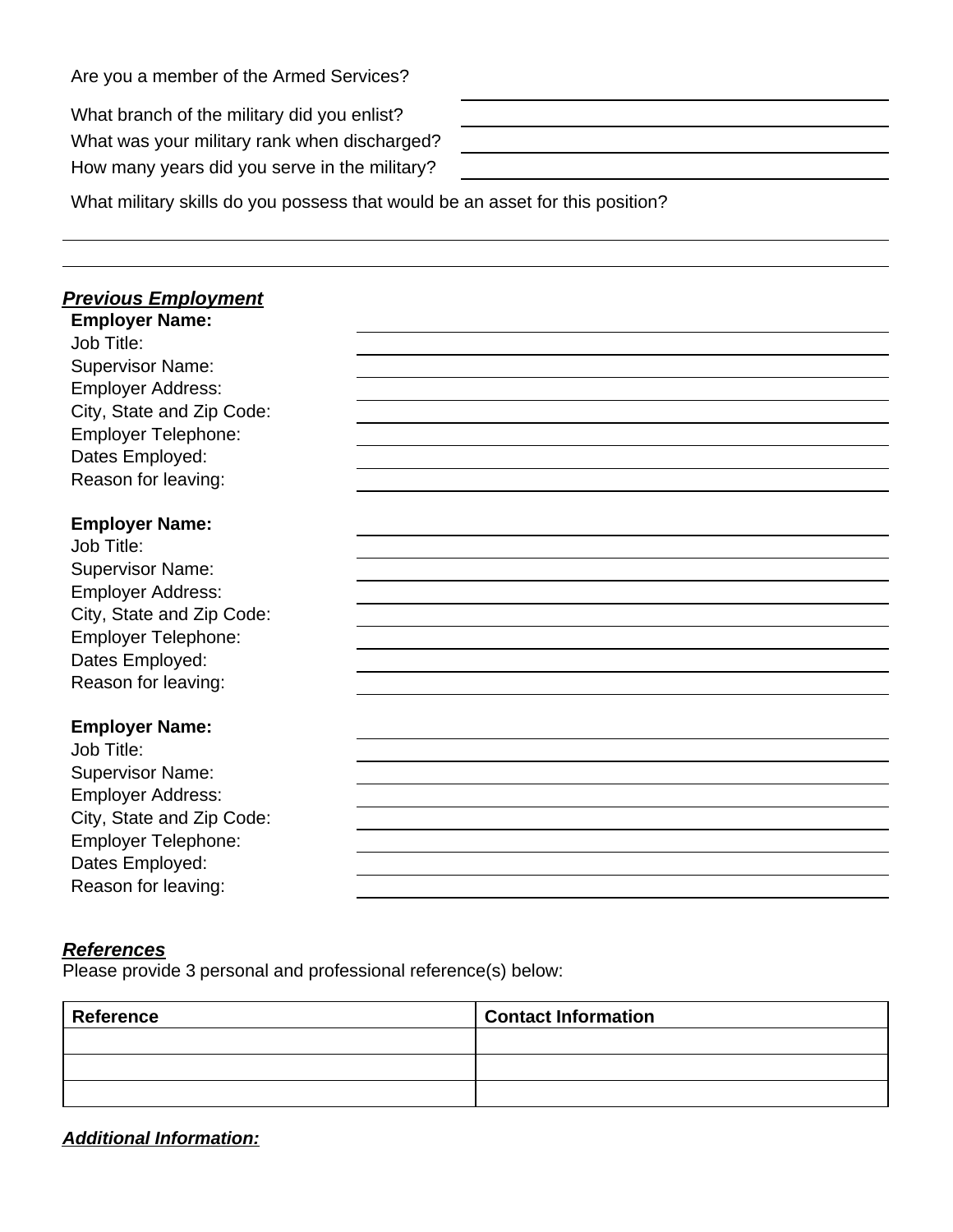Are you a member of the Armed Services? ______________________________

What branch of the military did you enlist? ______________________________

What was your military rank when discharged? ______________________________

How many years did you serve in the military? ______________________________

What military skills do you possess that would be an asset for this position?

______________________________________________________________________

______________________________________________________________________

### ***Previous Employment***

**Employer Name:** ______________________________

Job Title: ______________________________

Supervisor Name: ______________________________

Employer Address: ______________________________

City, State and Zip Code: ______________________________

Employer Telephone: ______________________________

Dates Employed: ______________________________

Reason for leaving: ______________________________

**Employer Name:** ______________________________

Job Title: ______________________________

Supervisor Name: ______________________________

Employer Address: ______________________________

City, State and Zip Code: ______________________________

Employer Telephone: ______________________________

Dates Employed: ______________________________

Reason for leaving: ______________________________

**Employer Name:** ______________________________

Job Title: ______________________________

Supervisor Name: ______________________________

Employer Address: ______________________________

City, State and Zip Code: ______________________________

Employer Telephone: ______________________________

Dates Employed: ______________________________

Reason for leaving: ______________________________

### ***References***

Please provide 3 personal and professional reference(s) below:

| Reference | Contact Information |
|---|---|
| | |
| | |
| | |

### ***Additional Information:***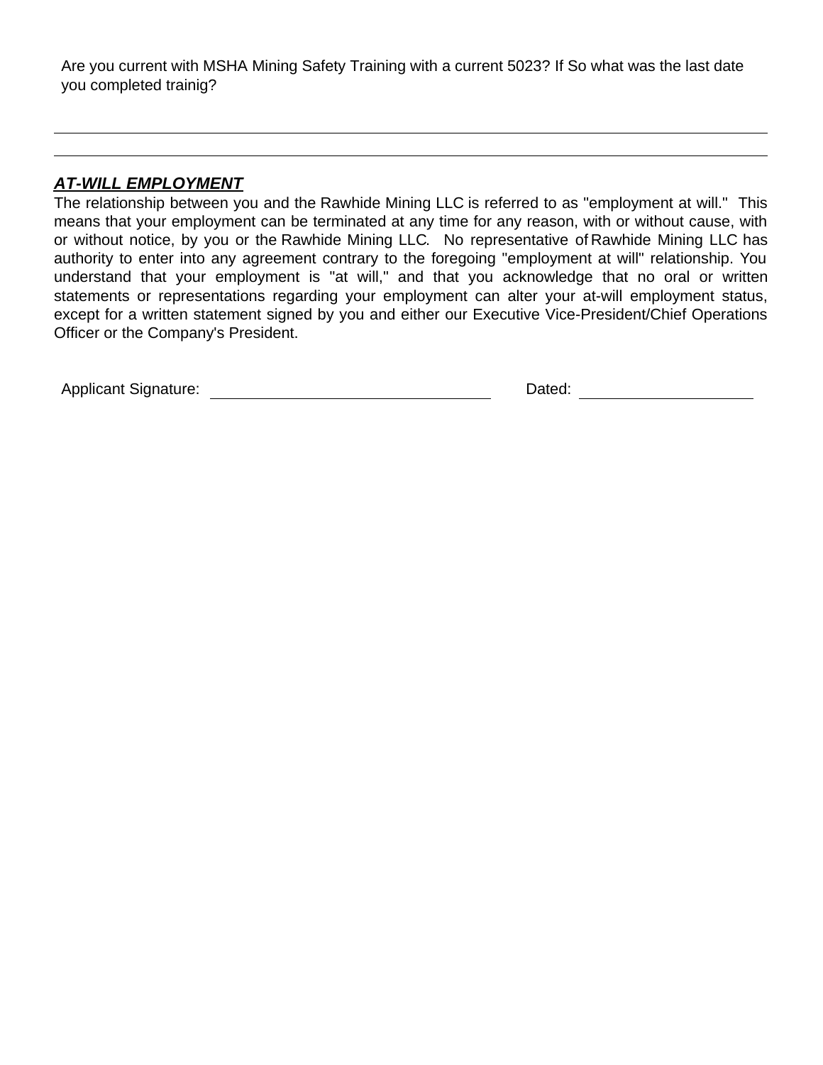Are you current with MSHA Mining Safety Training with a current 5023? If So what was the last date you completed trainig?

\_\_\_\_\_\_\_\_\_\_\_\_\_\_\_\_\_\_\_\_\_\_\_\_\_\_\_\_\_\_\_\_\_\_\_\_\_\_\_\_\_\_\_\_\_\_\_\_\_\_\_\_\_\_\_\_\_\_\_\_\_\_\_\_\_\_\_\_\_\_\_\_\_\_\_\_

\_\_\_\_\_\_\_\_\_\_\_\_\_\_\_\_\_\_\_\_\_\_\_\_\_\_\_\_\_\_\_\_\_\_\_\_\_\_\_\_\_\_\_\_\_\_\_\_\_\_\_\_\_\_\_\_\_\_\_\_\_\_\_\_\_\_\_\_\_\_\_\_\_\_\_\_

## ***AT-WILL EMPLOYMENT***

The relationship between you and the Rawhide Mining LLC is referred to as "employment at will." This means that your employment can be terminated at any time for any reason, with or without cause, with or without notice, by you or the Rawhide Mining LLC. No representative of Rawhide Mining LLC has authority to enter into any agreement contrary to the foregoing "employment at will" relationship. You understand that your employment is "at will," and that you acknowledge that no oral or written statements or representations regarding your employment can alter your at-will employment status, except for a written statement signed by you and either our Executive Vice-President/Chief Operations Officer or the Company's President.

Applicant Signature: \_\_\_\_\_\_\_\_\_\_\_\_\_\_\_\_\_\_\_\_\_\_\_\_\_\_\_\_\_\_ Dated: \_\_\_\_\_\_\_\_\_\_\_\_\_\_\_\_\_\_